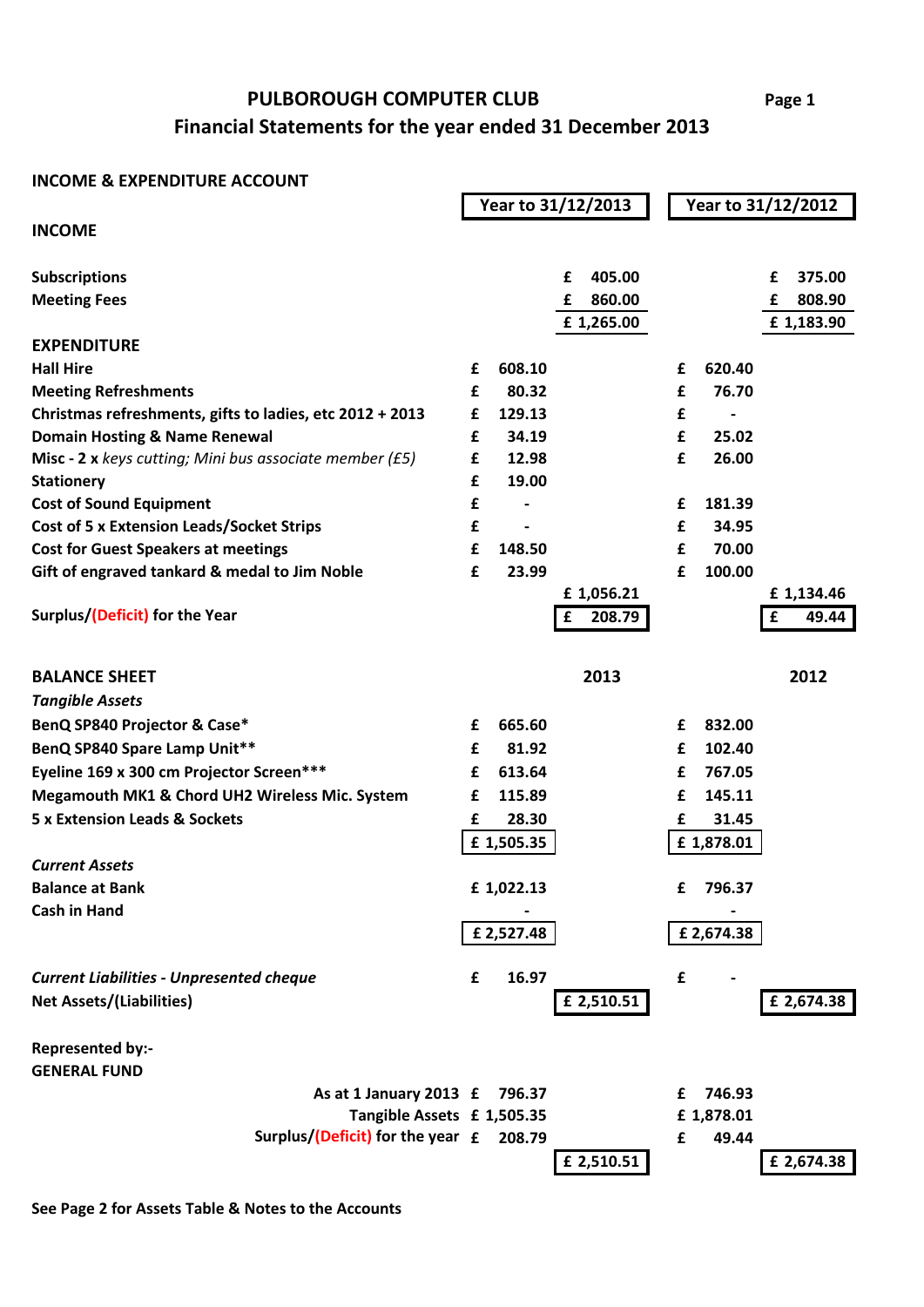# PULBOROUGH COMPUTER CLUB

## Financial Statements for the year ended 31 December 2013

### INCOME & EXPENDITURE ACCOUNT

| | Year to 31/12/2013 | | Year to 31/12/2012 | |
|---|---|---|---|---|
| **INCOME** | | | | |
| **Subscriptions** | | £ 405.00 | | £ 375.00 |
| **Meeting Fees** | | £ 860.00 | | £ 808.90 |
| | | £ 1,265.00 | | £ 1,183.90 |
| **EXPENDITURE** | | | | |
| **Hall Hire** | £ 608.10 | | £ 620.40 | |
| **Meeting Refreshments** | £ 80.32 | | £ 76.70 | |
| **Christmas refreshments, gifts to ladies, etc 2012 + 2013** | £ 129.13 | | £ - | |
| **Domain Hosting & Name Renewal** | £ 34.19 | | £ 25.02 | |
| **Misc - 2 x** *keys cutting; Mini bus associate member (£5)* | £ 12.98 | | £ 26.00 | |
| **Stationery** | £ 19.00 | | | |
| **Cost of Sound Equipment** | £ - | | £ 181.39 | |
| **Cost of 5 x Extension Leads/Socket Strips** | £ - | | £ 34.95 | |
| **Cost for Guest Speakers at meetings** | £ 148.50 | | £ 70.00 | |
| **Gift of engraved tankard & medal to Jim Noble** | £ 23.99 | | £ 100.00 | |
| | | £ 1,056.21 | | £ 1,134.46 |
| **Surplus/(Deficit) for the Year** | | £ 208.79 | | £ 49.44 |

### BALANCE SHEET

| | 2013 | | 2012 | |
|---|---|---|---|---|
| ***Tangible Assets*** | | | | |
| **BenQ SP840 Projector & Case*** | £ 665.60 | | £ 832.00 | |
| **BenQ SP840 Spare Lamp Unit**** | £ 81.92 | | £ 102.40 | |
| **Eyeline 169 x 300 cm Projector Screen***** | £ 613.64 | | £ 767.05 | |
| **Megamouth MK1 & Chord UH2 Wireless Mic. System** | £ 115.89 | | £ 145.11 | |
| **5 x Extension Leads & Sockets** | £ 28.30 | | £ 31.45 | |
| | £ 1,505.35 | | £ 1,878.01 | |
| ***Current Assets*** | | | | |
| **Balance at Bank** | £ 1,022.13 | | £ 796.37 | |
| **Cash in Hand** | - | | - | |
| | £ 2,527.48 | | £ 2,674.38 | |
| ***Current Liabilities - Unpresented cheque*** | £ 16.97 | | £ - | |
| **Net Assets/(Liabilities)** | | £ 2,510.51 | | £ 2,674.38 |

**Represented by:-**
**GENERAL FUND**

| | 2013 | | 2012 | |
|---|---|---|---|---|
| **As at 1 January 2013** | £ 796.37 | | £ 746.93 | |
| **Tangible Assets** | £ 1,505.35 | | £ 1,878.01 | |
| **Surplus/(Deficit) for the year** | £ 208.79 | | £ 49.44 | |
| | | £ 2,510.51 | | £ 2,674.38 |

**See Page 2 for Assets Table & Notes to the Accounts**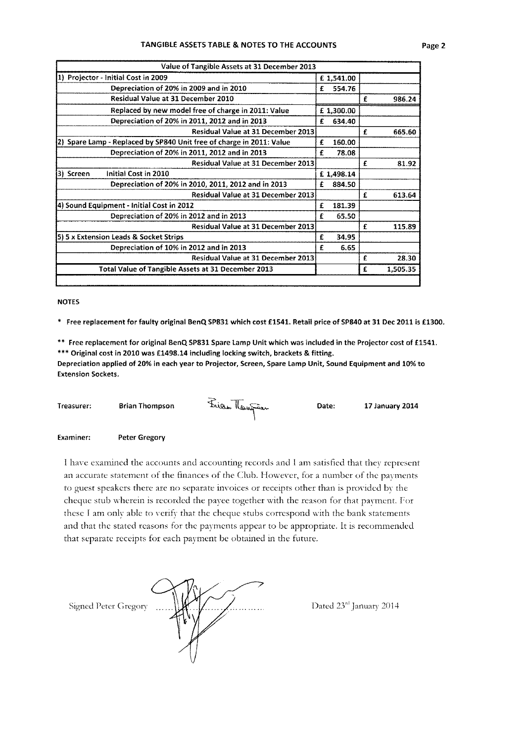## TANGIBLE ASSETS TABLE & NOTES TO THE ACCOUNTS

| Value of Tangible Assets at 31 December 2013 | | |
|---|---|---|
| 1) Projector - Initial Cost in 2009 | £ 1,541.00 | |
| Depreciation of 20% in 2009 and in 2010 | £ 554.76 | |
| Residual Value at 31 December 2010 | | £ 986.24 |
| Replaced by new model free of charge in 2011: Value | £ 1,300.00 | |
| Depreciation of 20% in 2011, 2012 and in 2013 | £ 634.40 | |
| Residual Value at 31 December 2013 | | £ 665.60 |
| 2) Spare Lamp - Replaced by SP840 Unit free of charge in 2011: Value | £ 160.00 | |
| Depreciation of 20% in 2011, 2012 and in 2013 | £ 78.08 | |
| Residual Value at 31 December 2013 | | £ 81.92 |
| 3) Screen Initial Cost in 2010 | £ 1,498.14 | |
| Depreciation of 20% in 2010, 2011, 2012 and in 2013 | £ 884.50 | |
| Residual Value at 31 December 2013 | | £ 613.64 |
| 4) Sound Equipment - Initial Cost in 2012 | £ 181.39 | |
| Depreciation of 20% in 2012 and in 2013 | £ 65.50 | |
| Residual Value at 31 December 2013 | | £ 115.89 |
| 5) 5 x Extension Leads & Socket Strips | £ 34.95 | |
| Depreciation of 10% in 2012 and in 2013 | £ 6.65 | |
| Residual Value at 31 December 2013 | | £ 28.30 |
| Total Value of Tangible Assets at 31 December 2013 | | £ 1,505.35 |

**NOTES**

**\* Free replacement for faulty original BenQ SP831 which cost £1541. Retail price of SP840 at 31 Dec 2011 is £1300.**

**\*\* Free replacement for original BenQ SP831 Spare Lamp Unit which was included in the Projector cost of £1541.**
**\*\*\* Original cost in 2010 was £1498.14 including locking switch, brackets & fitting.**
**Depreciation applied of 20% in each year to Projector, Screen, Spare Lamp Unit, Sound Equipment and 10% to Extension Sockets.**

**Treasurer:** **Brian Thompson** *[signature]* **Date:** **17 January 2014**

**Examiner:** **Peter Gregory**

I have examined the accounts and accounting records and I am satisfied that they represent an accurate statement of the finances of the Club. However, for a number of the payments to guest speakers there are no separate invoices or receipts other than is provided by the cheque stub wherein is recorded the payee together with the reason for that payment. For these I am only able to verify that the cheque stubs correspond with the bank statements and that the stated reasons for the payments appear to be appropriate. It is recommended that separate receipts for each payment be obtained in the future.

Signed Peter Gregory ........*[signature]*........ Dated 23rd January 2014